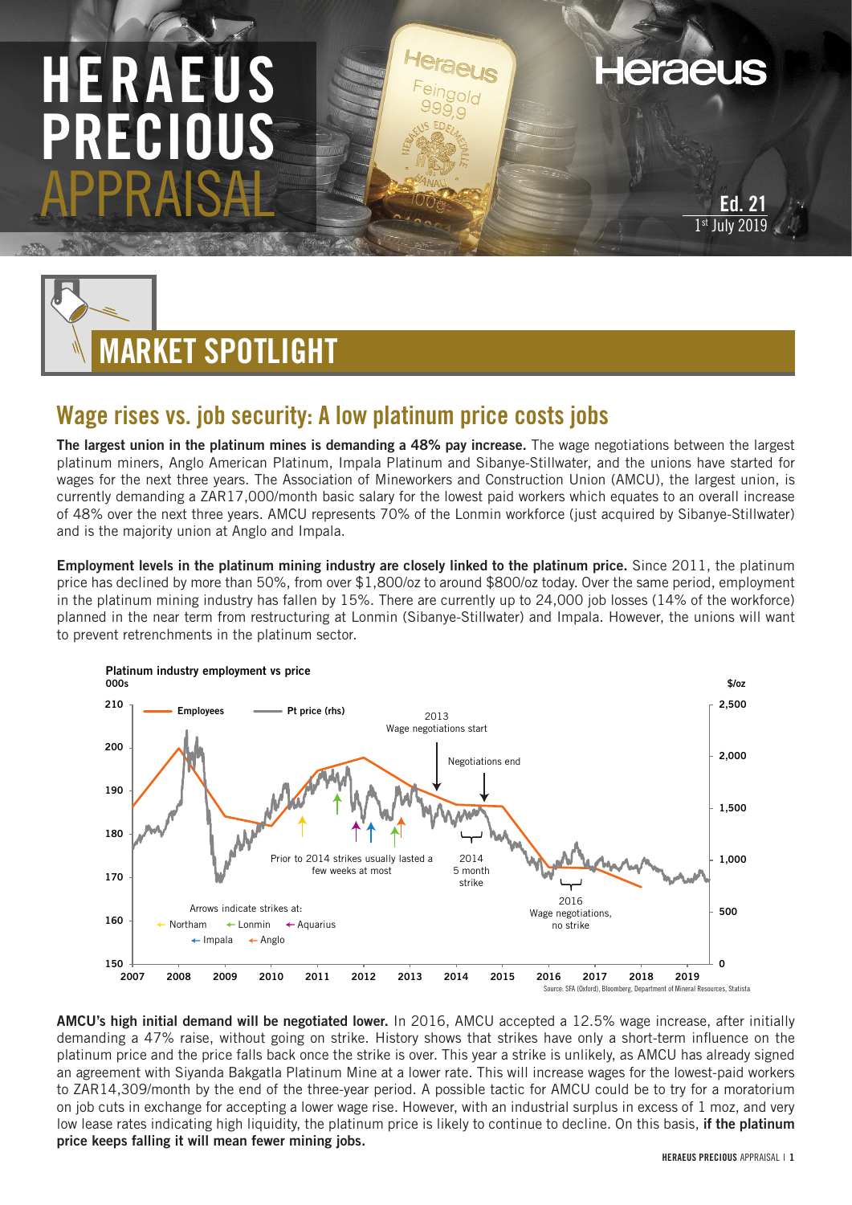# HERAEUS PRECIOUS APPRAISAL

Ed. 21
1st July 2019

## MARKET SPOTLIGHT

### Wage rises vs. job security: A low platinum price costs jobs

**The largest union in the platinum mines is demanding a 48% pay increase.** The wage negotiations between the largest platinum miners, Anglo American Platinum, Impala Platinum and Sibanye-Stillwater, and the unions have started for wages for the next three years. The Association of Mineworkers and Construction Union (AMCU), the largest union, is currently demanding a ZAR17,000/month basic salary for the lowest paid workers which equates to an overall increase of 48% over the next three years. AMCU represents 70% of the Lonmin workforce (just acquired by Sibanye-Stillwater) and is the majority union at Anglo and Impala.

**Employment levels in the platinum mining industry are closely linked to the platinum price.** Since 2011, the platinum price has declined by more than 50%, from over $1,800/oz to around $800/oz today. Over the same period, employment in the platinum mining industry has fallen by 15%. There are currently up to 24,000 job losses (14% of the workforce) planned in the near term from restructuring at Lonmin (Sibanye-Stillwater) and Impala. However, the unions will want to prevent retrenchments in the platinum sector.

**Platinum industry employment vs price**

Source: SFA (Oxford), Bloomberg, Department of Mineral Resources, Statista

**AMCU's high initial demand will be negotiated lower.** In 2016, AMCU accepted a 12.5% wage increase, after initially demanding a 47% raise, without going on strike. History shows that strikes have only a short-term influence on the platinum price and the price falls back once the strike is over. This year a strike is unlikely, as AMCU has already signed an agreement with Siyanda Bakgatla Platinum Mine at a lower rate. This will increase wages for the lowest-paid workers to ZAR14,309/month by the end of the three-year period. A possible tactic for AMCU could be to try for a moratorium on job cuts in exchange for accepting a lower wage rise. However, with an industrial surplus in excess of 1 moz, and very low lease rates indicating high liquidity, the platinum price is likely to continue to decline. On this basis, **if the platinum price keeps falling it will mean fewer mining jobs.**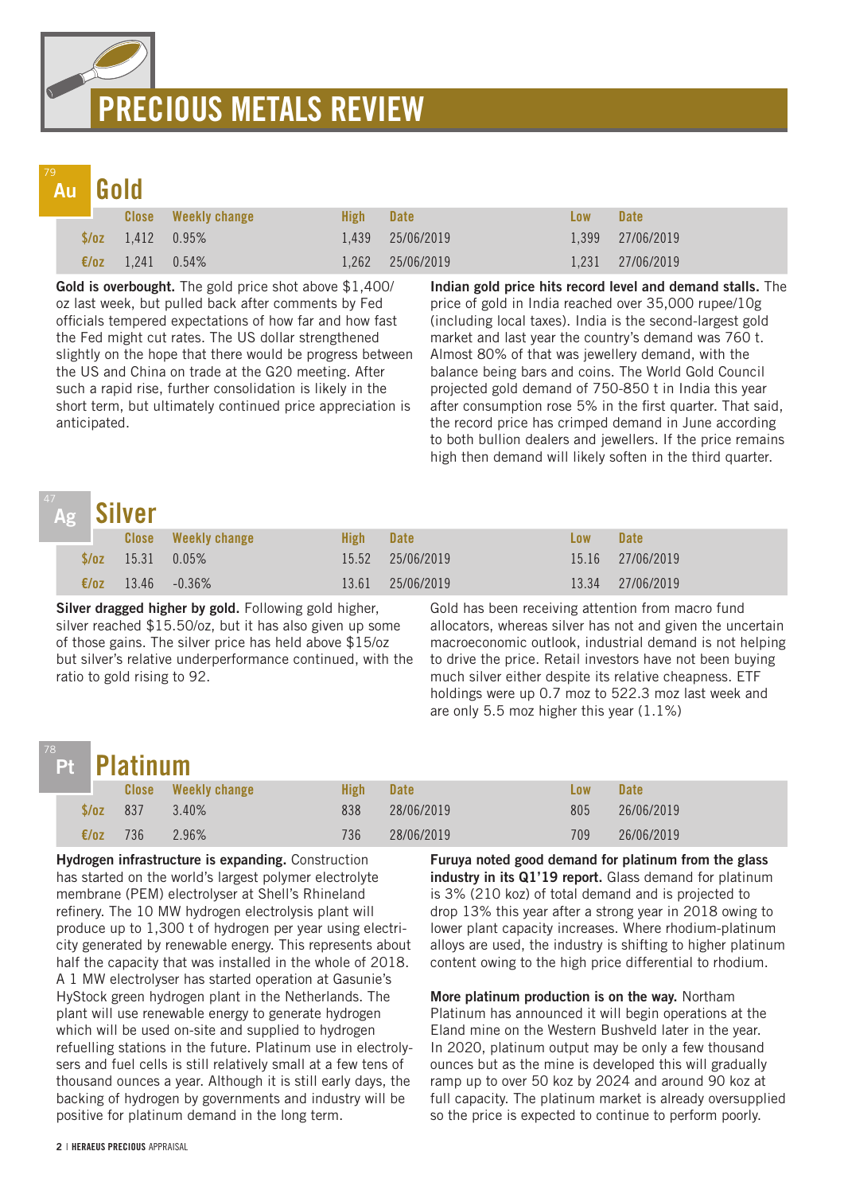# PRECIOUS METALS REVIEW

## Au Gold

| | Close | Weekly change | High | Date | Low | Date |
|---|---|---|---|---|---|---|
| $/oz | 1,412 | 0.95% | 1,439 | 25/06/2019 | 1,399 | 27/06/2019 |
| €/oz | 1,241 | 0.54% | 1,262 | 25/06/2019 | 1,231 | 27/06/2019 |

**Gold is overbought.** The gold price shot above $1,400/oz last week, but pulled back after comments by Fed officials tempered expectations of how far and how fast the Fed might cut rates. The US dollar strengthened slightly on the hope that there would be progress between the US and China on trade at the G20 meeting. After such a rapid rise, further consolidation is likely in the short term, but ultimately continued price appreciation is anticipated.

**Indian gold price hits record level and demand stalls.** The price of gold in India reached over 35,000 rupee/10g (including local taxes). India is the second-largest gold market and last year the country's demand was 760 t. Almost 80% of that was jewellery demand, with the balance being bars and coins. The World Gold Council projected gold demand of 750-850 t in India this year after consumption rose 5% in the first quarter. That said, the record price has crimped demand in June according to both bullion dealers and jewellers. If the price remains high then demand will likely soften in the third quarter.

## Ag Silver

| | Close | Weekly change | High | Date | Low | Date |
|---|---|---|---|---|---|---|
| $/oz | 15.31 | 0.05% | 15.52 | 25/06/2019 | 15.16 | 27/06/2019 |
| €/oz | 13.46 | -0.36% | 13.61 | 25/06/2019 | 13.34 | 27/06/2019 |

**Silver dragged higher by gold.** Following gold higher, silver reached $15.50/oz, but it has also given up some of those gains. The silver price has held above $15/oz but silver's relative underperformance continued, with the ratio to gold rising to 92.

Gold has been receiving attention from macro fund allocators, whereas silver has not and given the uncertain macroeconomic outlook, industrial demand is not helping to drive the price. Retail investors have not been buying much silver either despite its relative cheapness. ETF holdings were up 0.7 moz to 522.3 moz last week and are only 5.5 moz higher this year (1.1%)

## Pt Platinum

| | Close | Weekly change | High | Date | Low | Date |
|---|---|---|---|---|---|---|
| $/oz | 837 | 3.40% | 838 | 28/06/2019 | 805 | 26/06/2019 |
| €/oz | 736 | 2.96% | 736 | 28/06/2019 | 709 | 26/06/2019 |

**Hydrogen infrastructure is expanding.** Construction has started on the world's largest polymer electrolyte membrane (PEM) electrolyser at Shell's Rhineland refinery. The 10 MW hydrogen electrolysis plant will produce up to 1,300 t of hydrogen per year using electricity generated by renewable energy. This represents about half the capacity that was installed in the whole of 2018. A 1 MW electrolyser has started operation at Gasunie's HyStock green hydrogen plant in the Netherlands. The plant will use renewable energy to generate hydrogen which will be used on-site and supplied to hydrogen refuelling stations in the future. Platinum use in electrolysers and fuel cells is still relatively small at a few tens of thousand ounces a year. Although it is still early days, the backing of hydrogen by governments and industry will be positive for platinum demand in the long term.

**Furuya noted good demand for platinum from the glass industry in its Q1'19 report.** Glass demand for platinum is 3% (210 koz) of total demand and is projected to drop 13% this year after a strong year in 2018 owing to lower plant capacity increases. Where rhodium-platinum alloys are used, the industry is shifting to higher platinum content owing to the high price differential to rhodium.

**More platinum production is on the way.** Northam Platinum has announced it will begin operations at the Eland mine on the Western Bushveld later in the year. In 2020, platinum output may be only a few thousand ounces but as the mine is developed this will gradually ramp up to over 50 koz by 2024 and around 90 koz at full capacity. The platinum market is already oversupplied so the price is expected to continue to perform poorly.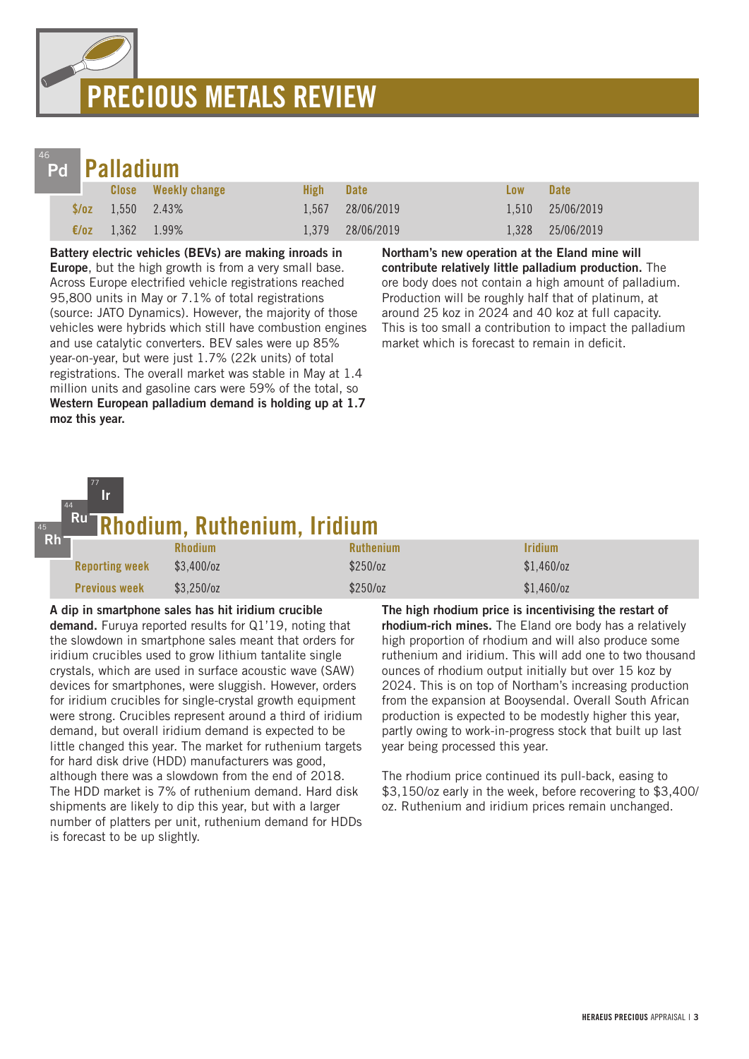# PRECIOUS METALS REVIEW

## Palladium

|  | Close | Weekly change | High | Date | Low | Date |
|---|---|---|---|---|---|---|
| $/oz | 1,550 | 2.43% | 1,567 | 28/06/2019 | 1,510 | 25/06/2019 |
| €/oz | 1,362 | 1.99% | 1,379 | 28/06/2019 | 1,328 | 25/06/2019 |

**Battery electric vehicles (BEVs) are making inroads in Europe**, but the high growth is from a very small base. Across Europe electrified vehicle registrations reached 95,800 units in May or 7.1% of total registrations (source: JATO Dynamics). However, the majority of those vehicles were hybrids which still have combustion engines and use catalytic converters. BEV sales were up 85% year-on-year, but were just 1.7% (22k units) of total registrations. The overall market was stable in May at 1.4 million units and gasoline cars were 59% of the total, so **Western European palladium demand is holding up at 1.7 moz this year.**

**Northam's new operation at the Eland mine will contribute relatively little palladium production.** The ore body does not contain a high amount of palladium. Production will be roughly half that of platinum, at around 25 koz in 2024 and 40 koz at full capacity. This is too small a contribution to impact the palladium market which is forecast to remain in deficit.

## Rhodium, Ruthenium, Iridium

|  | Rhodium | Ruthenium | Iridium |
|---|---|---|---|
| Reporting week | $3,400/oz | $250/oz | $1,460/oz |
| Previous week | $3,250/oz | $250/oz | $1,460/oz |

**A dip in smartphone sales has hit iridium crucible demand.** Furuya reported results for Q1'19, noting that the slowdown in smartphone sales meant that orders for iridium crucibles used to grow lithium tantalite single crystals, which are used in surface acoustic wave (SAW) devices for smartphones, were sluggish. However, orders for iridium crucibles for single-crystal growth equipment were strong. Crucibles represent around a third of iridium demand, but overall iridium demand is expected to be little changed this year. The market for ruthenium targets for hard disk drive (HDD) manufacturers was good, although there was a slowdown from the end of 2018. The HDD market is 7% of ruthenium demand. Hard disk shipments are likely to dip this year, but with a larger number of platters per unit, ruthenium demand for HDDs is forecast to be up slightly.

**The high rhodium price is incentivising the restart of rhodium-rich mines.** The Eland ore body has a relatively high proportion of rhodium and will also produce some ruthenium and iridium. This will add one to two thousand ounces of rhodium output initially but over 15 koz by 2024. This is on top of Northam's increasing production from the expansion at Booysendal. Overall South African production is expected to be modestly higher this year, partly owing to work-in-progress stock that built up last year being processed this year.

The rhodium price continued its pull-back, easing to $3,150/oz early in the week, before recovering to $3,400/oz. Ruthenium and iridium prices remain unchanged.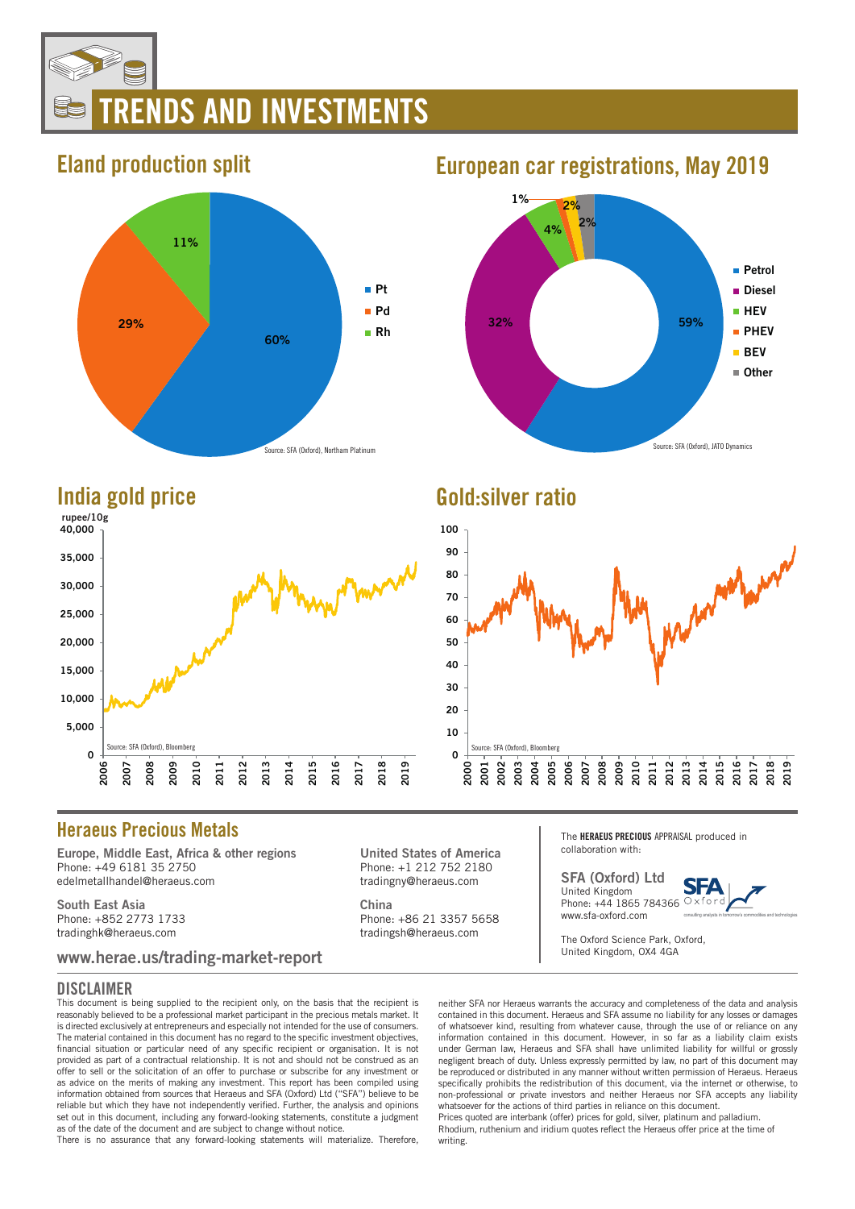# TRENDS AND INVESTMENTS

## Eland production split

60%
29%
11%

Pt
Pd
Rh

Source: SFA (Oxford), Northam Platinum

## European car registrations, May 2019

59%
32%
4%
1%
2%
2%

Petrol
Diesel
HEV
PHEV
BEV
Other

Source: SFA (Oxford), JATO Dynamics

## India gold price

rupee/10g

40,000
35,000
30,000
25,000
20,000
15,000
10,000
5,000
0

2006 2007 2008 2009 2010 2011 2012 2013 2014 2015 2016 2017 2018 2019

Source: SFA (Oxford), Bloomberg

## Gold:silver ratio

100
90
80
70
60
50
40
30
20
10
0

2000 2001 2002 2003 2004 2005 2006 2007 2008 2009 2010 2011 2012 2013 2014 2015 2016 2017 2018 2019

Source: SFA (Oxford), Bloomberg

## Heraeus Precious Metals

**Europe, Middle East, Africa & other regions**
Phone: +49 6181 35 2750
edelmetallhandel@heraeus.com

**South East Asia**
Phone: +852 2773 1733
tradinghk@heraeus.com

**United States of America**
Phone: +1 212 752 2180
tradingny@heraeus.com

**China**
Phone: +86 21 3357 5658
tradingsh@heraeus.com

**www.herae.us/trading-market-report**

The **HERAEUS PRECIOUS** APPRAISAL produced in collaboration with:

**SFA (Oxford) Ltd**
United Kingdom
Phone: +44 1865 784366
www.sfa-oxford.com

The Oxford Science Park, Oxford,
United Kingdom, OX4 4GA

## DISCLAIMER

This document is being supplied to the recipient only, on the basis that the recipient is reasonably believed to be a professional market participant in the precious metals market. It is directed exclusively at entrepreneurs and especially not intended for the use of consumers. The material contained in this document has no regard to the specific investment objectives, financial situation or particular need of any specific recipient or organisation. It is not provided as part of a contractual relationship. It is not and should not be construed as an offer to sell or the solicitation of an offer to purchase or subscribe for any investment or as advice on the merits of making any investment. This report has been compiled using information obtained from sources that Heraeus and SFA (Oxford) Ltd ("SFA") believe to be reliable but which they have not independently verified. Further, the analysis and opinions set out in this document, including any forward-looking statements, constitute a judgment as of the date of the document and are subject to change without notice.
There is no assurance that any forward-looking statements will materialize. Therefore, neither SFA nor Heraeus warrants the accuracy and completeness of the data and analysis contained in this document. Heraeus and SFA assume no liability for any losses or damages of whatsoever kind, resulting from whatever cause, through the use of or reliance on any information contained in this document. However, in so far as a liability claim exists under German law, Heraeus and SFA shall have unlimited liability for willful or grossly negligent breach of duty. Unless expressly permitted by law, no part of this document may be reproduced or distributed in any manner without written permission of Heraeus. Heraeus specifically prohibits the redistribution of this document, via the internet or otherwise, to non-professional or private investors and neither Heraeus nor SFA accepts any liability whatsoever for the actions of third parties in reliance on this document.
Prices quoted are interbank (offer) prices for gold, silver, platinum and palladium.
Rhodium, ruthenium and iridium quotes reflect the Heraeus offer price at the time of writing.